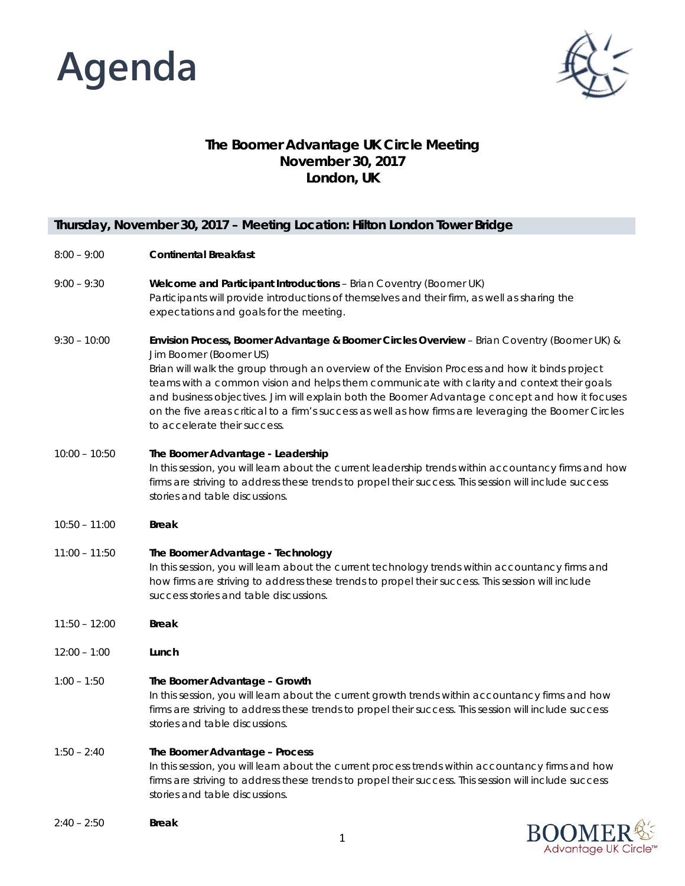# Agenda

**The Boomer Advantage UK Circle Meeting**
**November 30, 2017**
**London, UK**

## Thursday, November 30, 2017 – Meeting Location: Hilton London Tower Bridge

8:00 – 9:00 **Continental Breakfast**

9:00 – 9:30 **Welcome and Participant Introductions** – Brian Coventry (Boomer UK)
Participants will provide introductions of themselves and their firm, as well as sharing the expectations and goals for the meeting.

9:30 – 10:00 **Envision Process, Boomer Advantage & Boomer Circles Overview** – Brian Coventry (Boomer UK) & Jim Boomer (Boomer US)
Brian will walk the group through an overview of the Envision Process and how it binds project teams with a common vision and helps them communicate with clarity and context their goals and business objectives. Jim will explain both the Boomer Advantage concept and how it focuses on the five areas critical to a firm's success as well as how firms are leveraging the Boomer Circles to accelerate their success.

10:00 – 10:50 **The Boomer Advantage - Leadership**
In this session, you will learn about the current leadership trends within accountancy firms and how firms are striving to address these trends to propel their success. This session will include success stories and table discussions.

10:50 – 11:00 **Break**

11:00 – 11:50 **The Boomer Advantage - Technology**
In this session, you will learn about the current technology trends within accountancy firms and how firms are striving to address these trends to propel their success. This session will include success stories and table discussions.

11:50 – 12:00 **Break**

12:00 – 1:00 **Lunch**

1:00 – 1:50 **The Boomer Advantage – Growth**
In this session, you will learn about the current growth trends within accountancy firms and how firms are striving to address these trends to propel their success. This session will include success stories and table discussions.

1:50 – 2:40 **The Boomer Advantage – Process**
In this session, you will learn about the current process trends within accountancy firms and how firms are striving to address these trends to propel their success. This session will include success stories and table discussions.

2:40 – 2:50 **Break**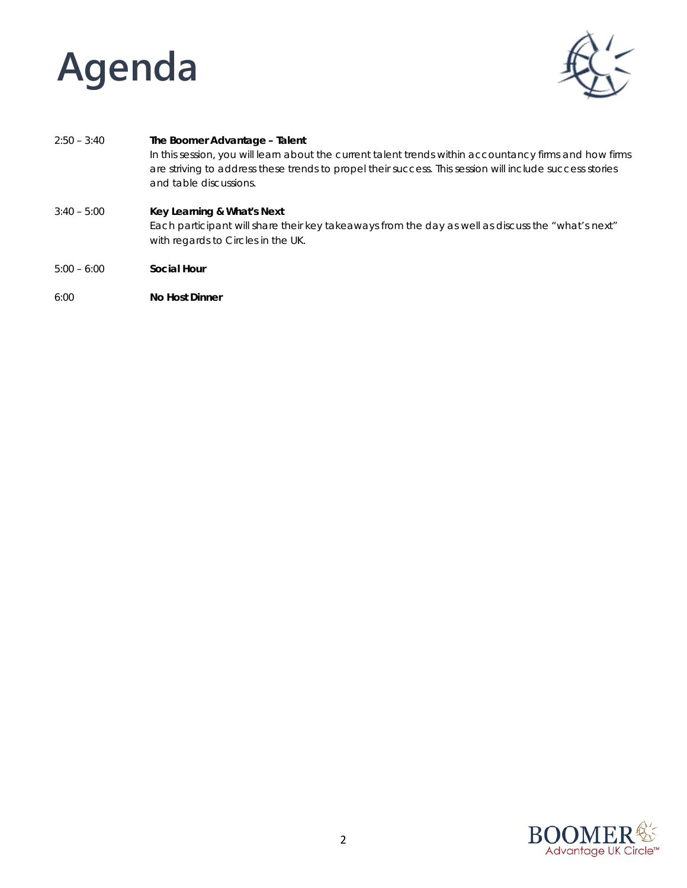# Agenda

2:50 – 3:40 **The Boomer Advantage – Talent**
In this session, you will learn about the current talent trends within accountancy firms and how firms are striving to address these trends to propel their success. This session will include success stories and table discussions.

3:40 – 5:00 **Key Learning & What's Next**
Each participant will share their key takeaways from the day as well as discuss the "what's next" with regards to Circles in the UK.

5:00 – 6:00 **Social Hour**

6:00 **No Host Dinner**